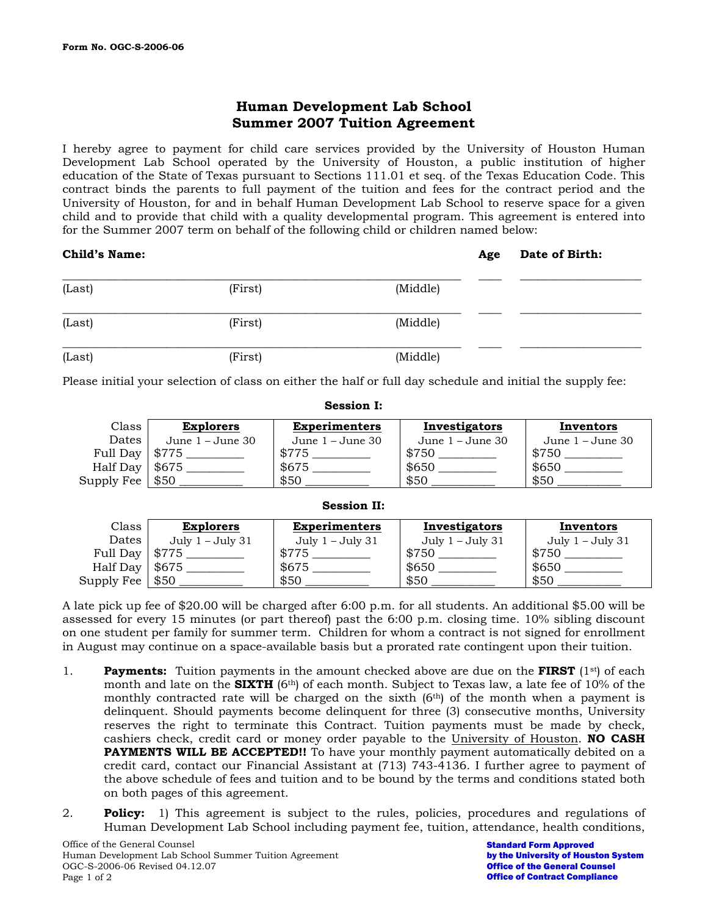Form No. OGC-S-2006-06

# Human Development Lab School
## Summer 2007 Tuition Agreement

I hereby agree to payment for child care services provided by the University of Houston Human Development Lab School operated by the University of Houston, a public institution of higher education of the State of Texas pursuant to Sections 111.01 et seq. of the Texas Education Code. This contract binds the parents to full payment of the tuition and fees for the contract period and the University of Houston, for and in behalf Human Development Lab School to reserve space for a given child and to provide that child with a quality developmental program. This agreement is entered into for the Summer 2007 term on behalf of the following child or children named below:

**Child's Name:** **Age** **Date of Birth:**

| Child's Name | | | Age | Date of Birth |
|---|---|---|---|---|
| (Last) | (First) | (Middle) | ____ | ____________________ |
| (Last) | (First) | (Middle) | ____ | ____________________ |
| (Last) | (First) | (Middle) | ____ | ____________________ |

Please initial your selection of class on either the half or full day schedule and initial the supply fee:

**Session I:**

| Class | **Explorers** | **Experimenters** | **Investigators** | **Inventors** |
|---|---|---|---|---|
| Dates | June 1 – June 30 | June 1 – June 30 | June 1 – June 30 | June 1 – June 30 |
| Full Day | $775 _________ | $775 _________ | $750 _________ | $750 _________ |
| Half Day | $675 _________ | $675 _________ | $650 _________ | $650 _________ |
| Supply Fee | $50 __________ | $50 __________ | $50 __________ | $50 __________ |

**Session II:**

| Class | **Explorers** | **Experimenters** | **Investigators** | **Inventors** |
|---|---|---|---|---|
| Dates | July 1 – July 31 | July 1 – July 31 | July 1 – July 31 | July 1 – July 31 |
| Full Day | $775 _________ | $775 _________ | $750 _________ | $750 _________ |
| Half Day | $675 _________ | $675 _________ | $650 _________ | $650 _________ |
| Supply Fee | $50 __________ | $50 __________ | $50 __________ | $50 __________ |

A late pick up fee of $20.00 will be charged after 6:00 p.m. for all students. An additional $5.00 will be assessed for every 15 minutes (or part thereof) past the 6:00 p.m. closing time. 10% sibling discount on one student per family for summer term. Children for whom a contract is not signed for enrollment in August may continue on a space-available basis but a prorated rate contingent upon their tuition.

1. **Payments:** Tuition payments in the amount checked above are due on the **FIRST** (1st) of each month and late on the **SIXTH** (6th) of each month. Subject to Texas law, a late fee of 10% of the monthly contracted rate will be charged on the sixth (6th) of the month when a payment is delinquent. Should payments become delinquent for three (3) consecutive months, University reserves the right to terminate this Contract. Tuition payments must be made by check, cashiers check, credit card or money order payable to the University of Houston. **NO CASH PAYMENTS WILL BE ACCEPTED!!** To have your monthly payment automatically debited on a credit card, contact our Financial Assistant at (713) 743-4136. I further agree to payment of the above schedule of fees and tuition and to be bound by the terms and conditions stated both on both pages of this agreement.

2. **Policy:** 1) This agreement is subject to the rules, policies, procedures and regulations of Human Development Lab School including payment fee, tuition, attendance, health conditions,

Office of the General Counsel
Human Development Lab School Summer Tuition Agreement
OGC-S-2006-06 Revised 04.12.07

**Standard Form Approved by the University of Houston System Office of the General Counsel Office of Contract Compliance**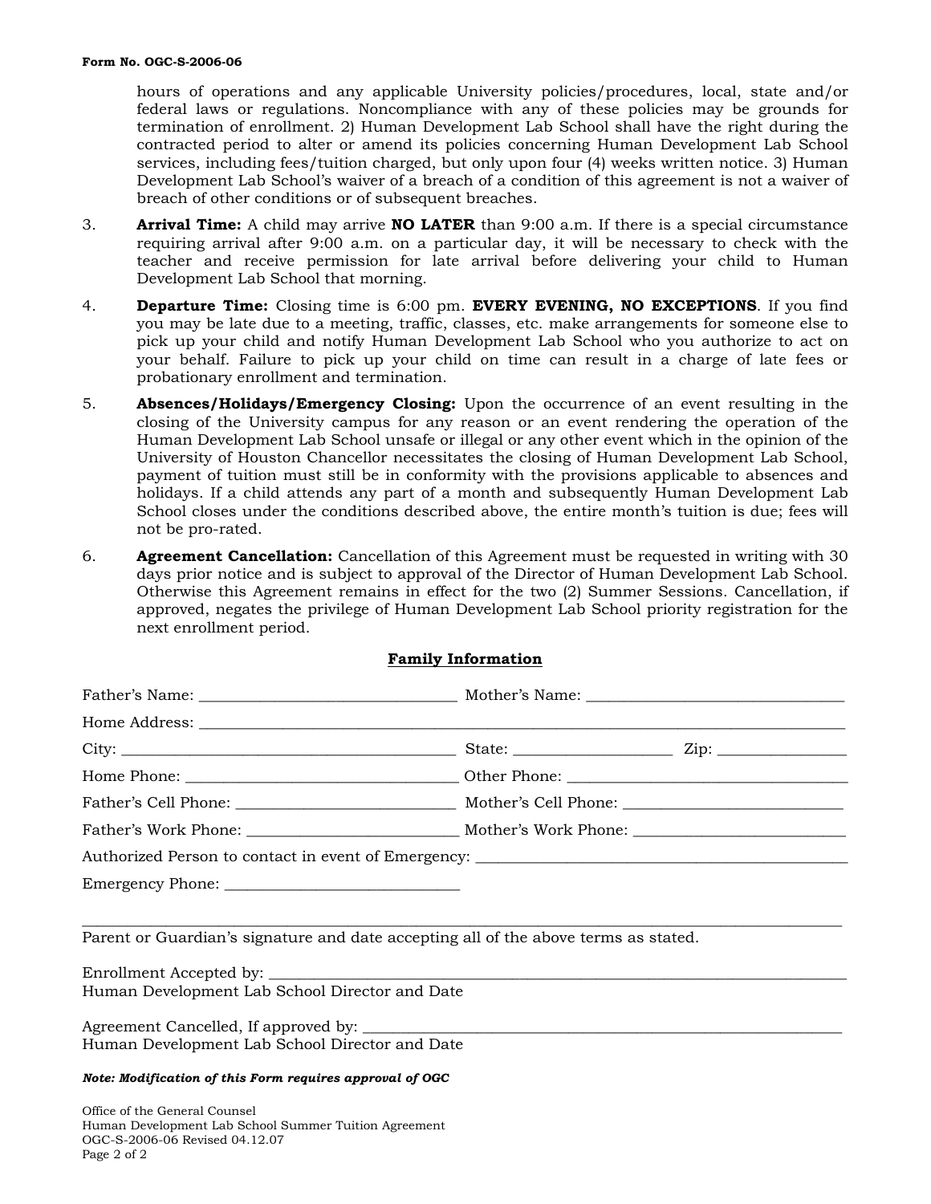hours of operations and any applicable University policies/procedures, local, state and/or federal laws or regulations. Noncompliance with any of these policies may be grounds for termination of enrollment. 2) Human Development Lab School shall have the right during the contracted period to alter or amend its policies concerning Human Development Lab School services, including fees/tuition charged, but only upon four (4) weeks written notice. 3) Human Development Lab School's waiver of a breach of a condition of this agreement is not a waiver of breach of other conditions or of subsequent breaches.

3. **Arrival Time:** A child may arrive **NO LATER** than 9:00 a.m. If there is a special circumstance requiring arrival after 9:00 a.m. on a particular day, it will be necessary to check with the teacher and receive permission for late arrival before delivering your child to Human Development Lab School that morning.

4. **Departure Time:** Closing time is 6:00 pm. **EVERY EVENING, NO EXCEPTIONS**. If you find you may be late due to a meeting, traffic, classes, etc. make arrangements for someone else to pick up your child and notify Human Development Lab School who you authorize to act on your behalf. Failure to pick up your child on time can result in a charge of late fees or probationary enrollment and termination.

5. **Absences/Holidays/Emergency Closing:** Upon the occurrence of an event resulting in the closing of the University campus for any reason or an event rendering the operation of the Human Development Lab School unsafe or illegal or any other event which in the opinion of the University of Houston Chancellor necessitates the closing of Human Development Lab School, payment of tuition must still be in conformity with the provisions applicable to absences and holidays. If a child attends any part of a month and subsequently Human Development Lab School closes under the conditions described above, the entire month's tuition is due; fees will not be pro-rated.

6. **Agreement Cancellation:** Cancellation of this Agreement must be requested in writing with 30 days prior notice and is subject to approval of the Director of Human Development Lab School. Otherwise this Agreement remains in effect for the two (2) Summer Sessions. Cancellation, if approved, negates the privilege of Human Development Lab School priority registration for the next enrollment period.

## Family Information

Father's Name: ______________________________ Mother's Name: ______________________________

Home Address: ____________________________________________________________________________

City: ________________________________________ State: ____________________ Zip: ________________

Home Phone: __________________________________ Other Phone: ____________________________________

Father's Cell Phone: ____________________________ Mother's Cell Phone: ____________________________

Father's Work Phone: ___________________________ Mother's Work Phone: ___________________________

Authorized Person to contact in event of Emergency: _______________________________________________

Emergency Phone: ______________________________

_____________________________________________________________________________________

Parent or Guardian's signature and date accepting all of the above terms as stated.

Enrollment Accepted by: ___________________________________________________________________
Human Development Lab School Director and Date

Agreement Cancelled, If approved by: _______________________________________________________
Human Development Lab School Director and Date

***Note: Modification of this Form requires approval of OGC***

Office of the General Counsel
Human Development Lab School Summer Tuition Agreement
OGC-S-2006-06 Revised 04.12.07